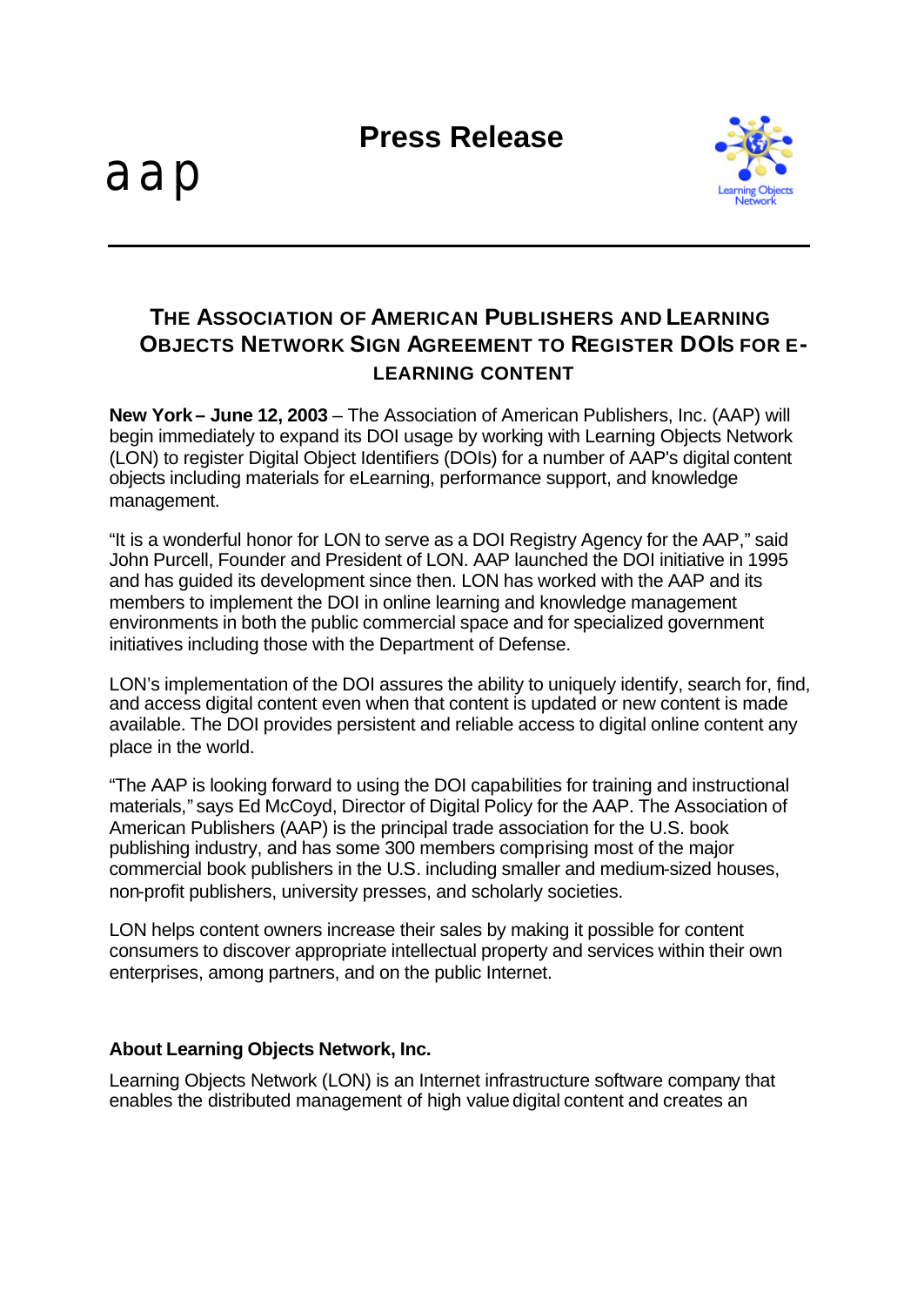aap

# Press Release

Learning Objects Network

## THE ASSOCIATION OF AMERICAN PUBLISHERS AND LEARNING OBJECTS NETWORK SIGN AGREEMENT TO REGISTER DOIS FOR E-LEARNING CONTENT

**New York – June 12, 2003** – The Association of American Publishers, Inc. (AAP) will begin immediately to expand its DOI usage by working with Learning Objects Network (LON) to register Digital Object Identifiers (DOIs) for a number of AAP's digital content objects including materials for eLearning, performance support, and knowledge management.

"It is a wonderful honor for LON to serve as a DOI Registry Agency for the AAP," said John Purcell, Founder and President of LON. AAP launched the DOI initiative in 1995 and has guided its development since then. LON has worked with the AAP and its members to implement the DOI in online learning and knowledge management environments in both the public commercial space and for specialized government initiatives including those with the Department of Defense.

LON's implementation of the DOI assures the ability to uniquely identify, search for, find, and access digital content even when that content is updated or new content is made available. The DOI provides persistent and reliable access to digital online content any place in the world.

"The AAP is looking forward to using the DOI capabilities for training and instructional materials," says Ed McCoyd, Director of Digital Policy for the AAP. The Association of American Publishers (AAP) is the principal trade association for the U.S. book publishing industry, and has some 300 members comprising most of the major commercial book publishers in the U.S. including smaller and medium-sized houses, non-profit publishers, university presses, and scholarly societies.

LON helps content owners increase their sales by making it possible for content consumers to discover appropriate intellectual property and services within their own enterprises, among partners, and on the public Internet.

### About Learning Objects Network, Inc.

Learning Objects Network (LON) is an Internet infrastructure software company that enables the distributed management of high value digital content and creates an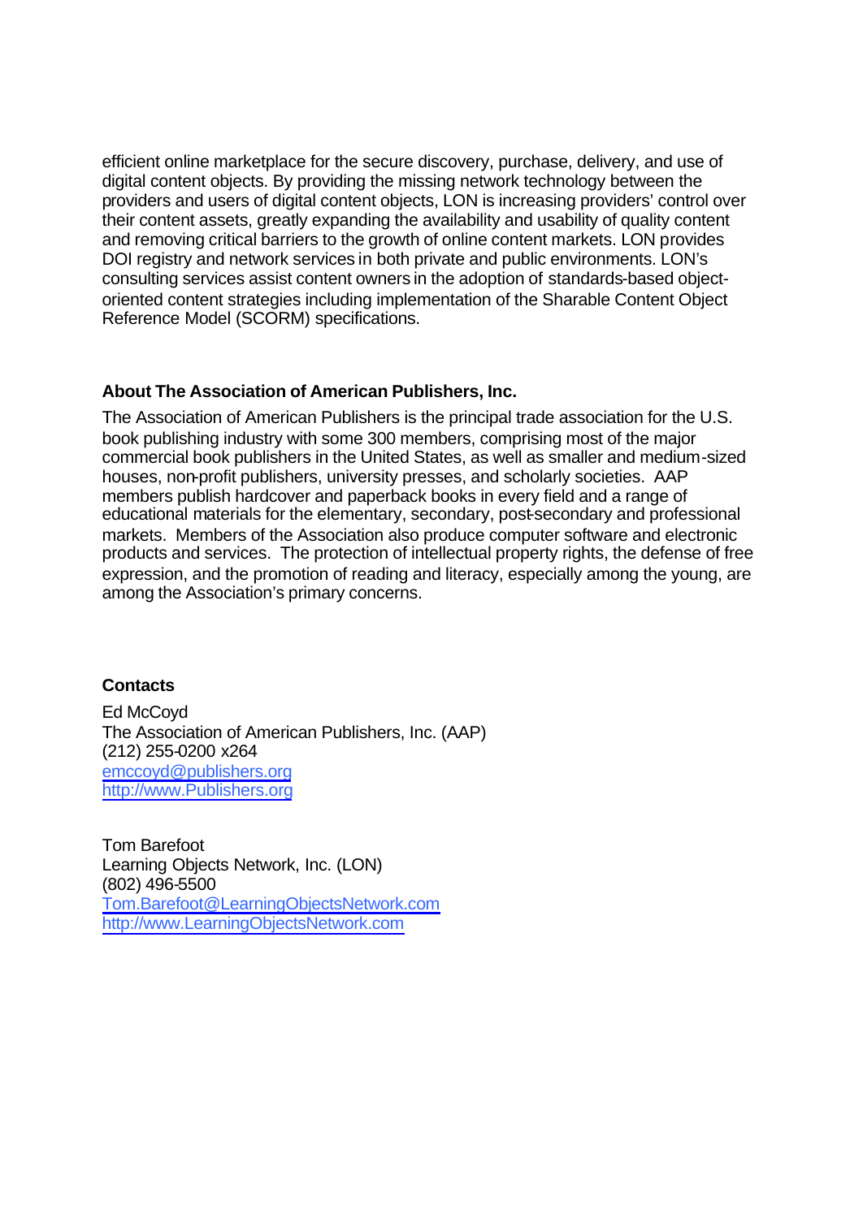efficient online marketplace for the secure discovery, purchase, delivery, and use of digital content objects. By providing the missing network technology between the providers and users of digital content objects, LON is increasing providers' control over their content assets, greatly expanding the availability and usability of quality content and removing critical barriers to the growth of online content markets. LON provides DOI registry and network services in both private and public environments. LON's consulting services assist content owners in the adoption of standards-based object-oriented content strategies including implementation of the Sharable Content Object Reference Model (SCORM) specifications.

**About The Association of American Publishers, Inc.**

The Association of American Publishers is the principal trade association for the U.S. book publishing industry with some 300 members, comprising most of the major commercial book publishers in the United States, as well as smaller and medium-sized houses, non-profit publishers, university presses, and scholarly societies. AAP members publish hardcover and paperback books in every field and a range of educational materials for the elementary, secondary, post-secondary and professional markets. Members of the Association also produce computer software and electronic products and services. The protection of intellectual property rights, the defense of free expression, and the promotion of reading and literacy, especially among the young, are among the Association's primary concerns.

**Contacts**

Ed McCoyd
The Association of American Publishers, Inc. (AAP)
(212) 255-0200 x264
emccoyd@publishers.org
http://www.Publishers.org

Tom Barefoot
Learning Objects Network, Inc. (LON)
(802) 496-5500
Tom.Barefoot@LearningObjectsNetwork.com
http://www.LearningObjectsNetwork.com